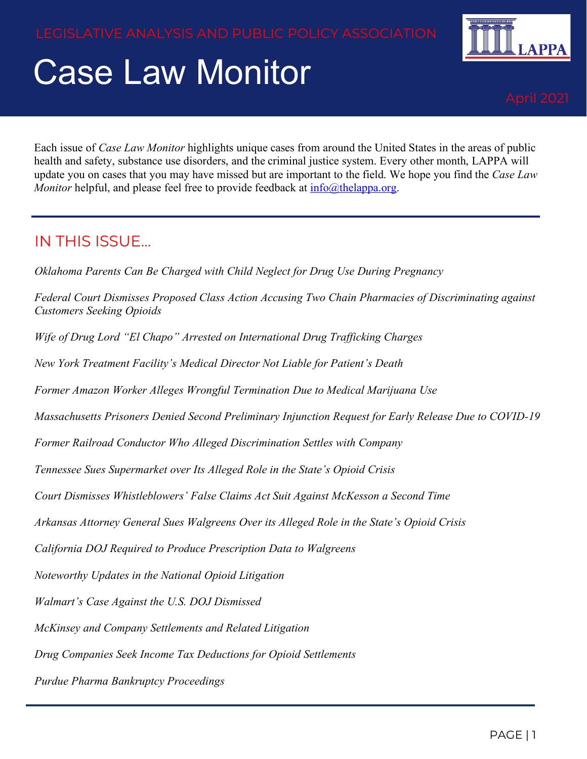LEGISLATIVE ANALYSIS AND PUBLIC POLICY ASSOCIATION

# Case Law Monitor

April 2021

Each issue of *Case Law Monitor* highlights unique cases from around the United States in the areas of public health and safety, substance use disorders, and the criminal justice system. Every other month, LAPPA will update you on cases that you may have missed but are important to the field. We hope you find the *Case Law Monitor* helpful, and please feel free to provide feedback at info@thelappa.org.

## IN THIS ISSUE...

*Oklahoma Parents Can Be Charged with Child Neglect for Drug Use During Pregnancy*

*Federal Court Dismisses Proposed Class Action Accusing Two Chain Pharmacies of Discriminating against Customers Seeking Opioids*

*Wife of Drug Lord "El Chapo" Arrested on International Drug Trafficking Charges*

*New York Treatment Facility's Medical Director Not Liable for Patient's Death*

*Former Amazon Worker Alleges Wrongful Termination Due to Medical Marijuana Use*

*Massachusetts Prisoners Denied Second Preliminary Injunction Request for Early Release Due to COVID-19*

*Former Railroad Conductor Who Alleged Discrimination Settles with Company*

*Tennessee Sues Supermarket over Its Alleged Role in the State's Opioid Crisis*

*Court Dismisses Whistleblowers' False Claims Act Suit Against McKesson a Second Time*

*Arkansas Attorney General Sues Walgreens Over its Alleged Role in the State's Opioid Crisis*

*California DOJ Required to Produce Prescription Data to Walgreens*

*Noteworthy Updates in the National Opioid Litigation*

*Walmart's Case Against the U.S. DOJ Dismissed*

*McKinsey and Company Settlements and Related Litigation*

*Drug Companies Seek Income Tax Deductions for Opioid Settlements*

*Purdue Pharma Bankruptcy Proceedings*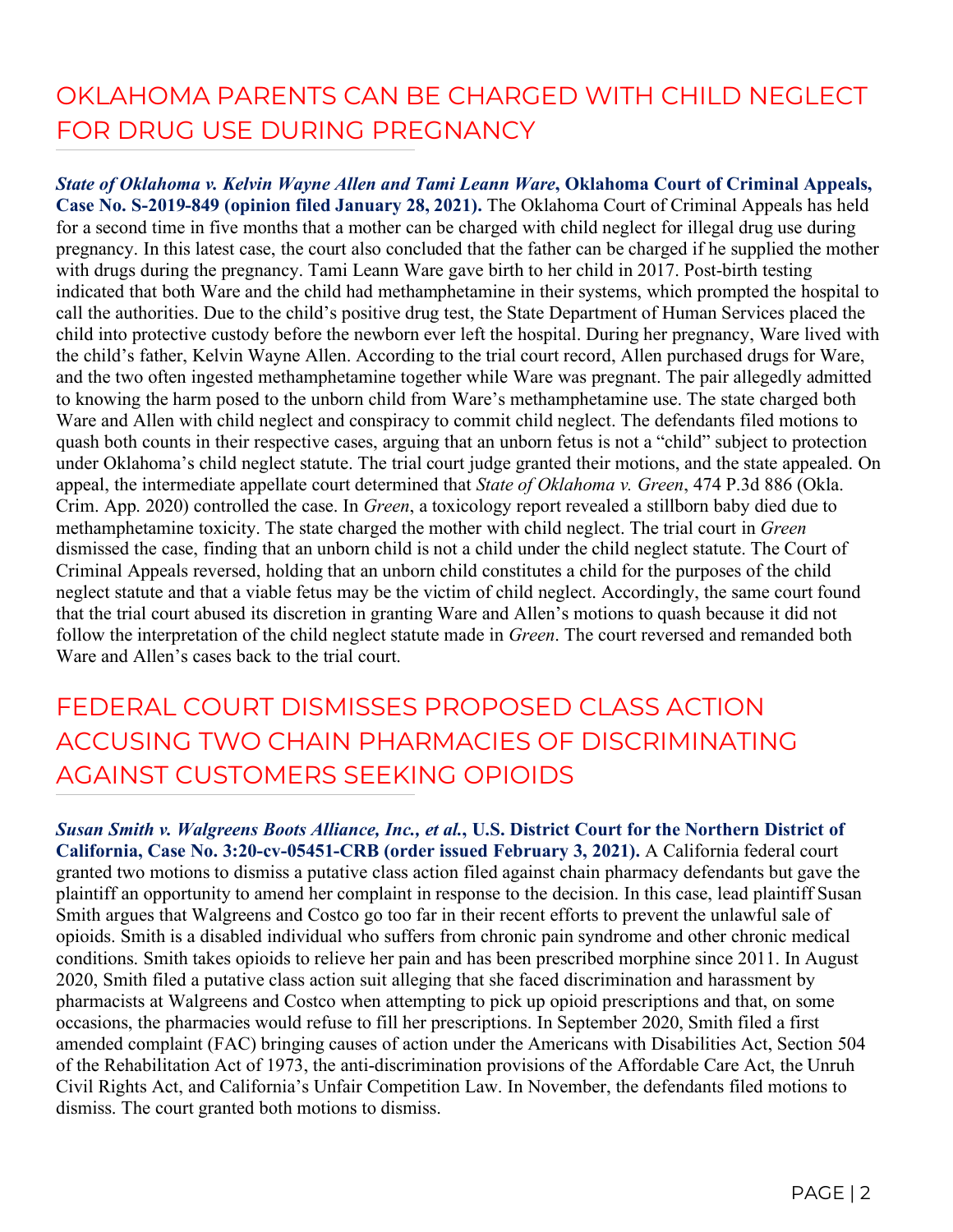## OKLAHOMA PARENTS CAN BE CHARGED WITH CHILD NEGLECT FOR DRUG USE DURING PREGNANCY

***State of Oklahoma v. Kelvin Wayne Allen and Tami Leann Ware*, Oklahoma Court of Criminal Appeals, Case No. S-2019-849 (opinion filed January 28, 2021).** The Oklahoma Court of Criminal Appeals has held for a second time in five months that a mother can be charged with child neglect for illegal drug use during pregnancy. In this latest case, the court also concluded that the father can be charged if he supplied the mother with drugs during the pregnancy. Tami Leann Ware gave birth to her child in 2017. Post-birth testing indicated that both Ware and the child had methamphetamine in their systems, which prompted the hospital to call the authorities. Due to the child's positive drug test, the State Department of Human Services placed the child into protective custody before the newborn ever left the hospital. During her pregnancy, Ware lived with the child's father, Kelvin Wayne Allen. According to the trial court record, Allen purchased drugs for Ware, and the two often ingested methamphetamine together while Ware was pregnant. The pair allegedly admitted to knowing the harm posed to the unborn child from Ware's methamphetamine use. The state charged both Ware and Allen with child neglect and conspiracy to commit child neglect. The defendants filed motions to quash both counts in their respective cases, arguing that an unborn fetus is not a "child" subject to protection under Oklahoma's child neglect statute. The trial court judge granted their motions, and the state appealed. On appeal, the intermediate appellate court determined that *State of Oklahoma v. Green*, 474 P.3d 886 (Okla. Crim. App. 2020) controlled the case. In *Green*, a toxicology report revealed a stillborn baby died due to methamphetamine toxicity. The state charged the mother with child neglect. The trial court in *Green* dismissed the case, finding that an unborn child is not a child under the child neglect statute. The Court of Criminal Appeals reversed, holding that an unborn child constitutes a child for the purposes of the child neglect statute and that a viable fetus may be the victim of child neglect. Accordingly, the same court found that the trial court abused its discretion in granting Ware and Allen's motions to quash because it did not follow the interpretation of the child neglect statute made in *Green*. The court reversed and remanded both Ware and Allen's cases back to the trial court.

## FEDERAL COURT DISMISSES PROPOSED CLASS ACTION ACCUSING TWO CHAIN PHARMACIES OF DISCRIMINATING AGAINST CUSTOMERS SEEKING OPIOIDS

***Susan Smith v. Walgreens Boots Alliance, Inc., et al.*, U.S. District Court for the Northern District of California, Case No. 3:20-cv-05451-CRB (order issued February 3, 2021).** A California federal court granted two motions to dismiss a putative class action filed against chain pharmacy defendants but gave the plaintiff an opportunity to amend her complaint in response to the decision. In this case, lead plaintiff Susan Smith argues that Walgreens and Costco go too far in their recent efforts to prevent the unlawful sale of opioids. Smith is a disabled individual who suffers from chronic pain syndrome and other chronic medical conditions. Smith takes opioids to relieve her pain and has been prescribed morphine since 2011. In August 2020, Smith filed a putative class action suit alleging that she faced discrimination and harassment by pharmacists at Walgreens and Costco when attempting to pick up opioid prescriptions and that, on some occasions, the pharmacies would refuse to fill her prescriptions. In September 2020, Smith filed a first amended complaint (FAC) bringing causes of action under the Americans with Disabilities Act, Section 504 of the Rehabilitation Act of 1973, the anti-discrimination provisions of the Affordable Care Act, the Unruh Civil Rights Act, and California's Unfair Competition Law. In November, the defendants filed motions to dismiss. The court granted both motions to dismiss.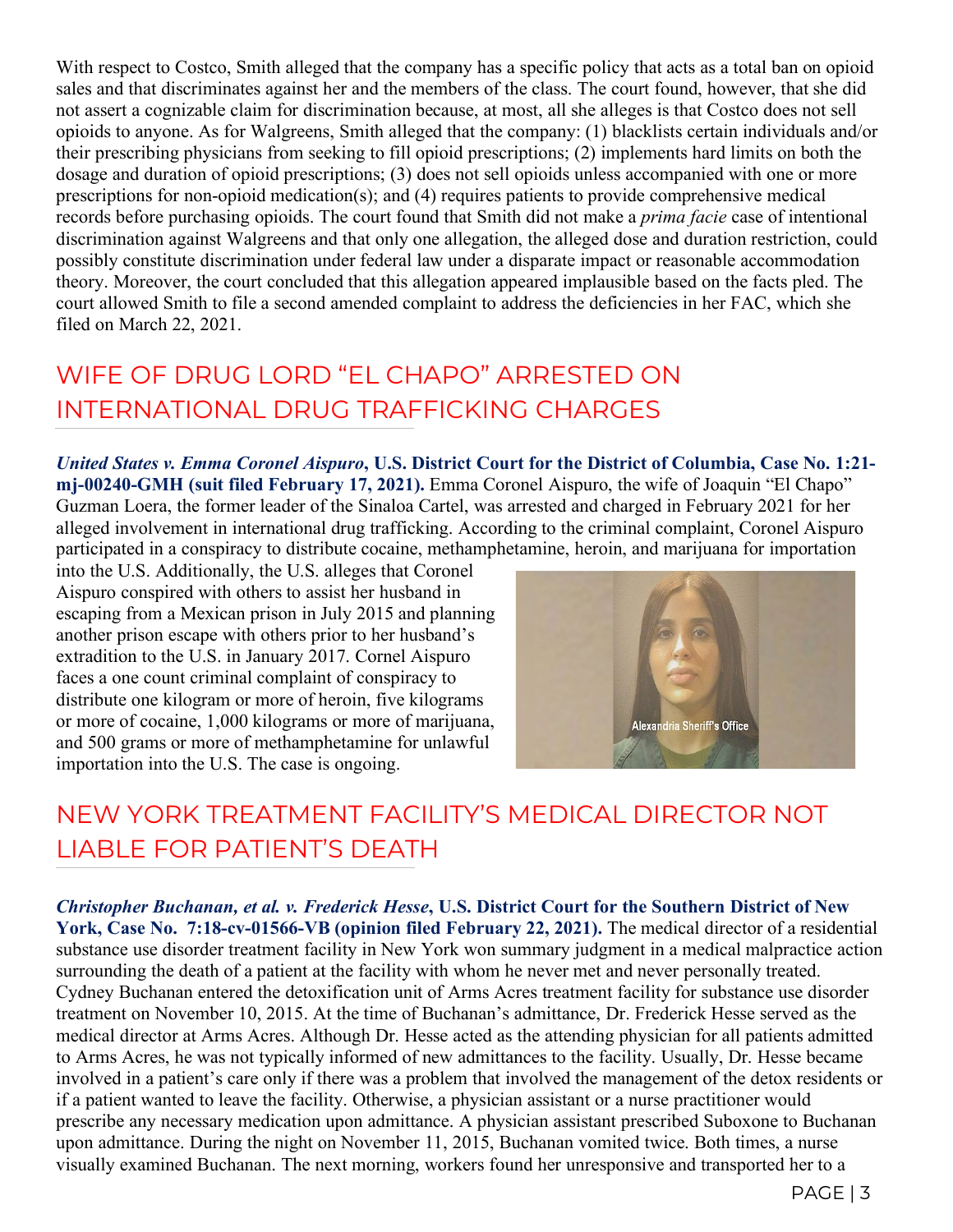With respect to Costco, Smith alleged that the company has a specific policy that acts as a total ban on opioid sales and that discriminates against her and the members of the class. The court found, however, that she did not assert a cognizable claim for discrimination because, at most, all she alleges is that Costco does not sell opioids to anyone. As for Walgreens, Smith alleged that the company: (1) blacklists certain individuals and/or their prescribing physicians from seeking to fill opioid prescriptions; (2) implements hard limits on both the dosage and duration of opioid prescriptions; (3) does not sell opioids unless accompanied with one or more prescriptions for non-opioid medication(s); and (4) requires patients to provide comprehensive medical records before purchasing opioids. The court found that Smith did not make a *prima facie* case of intentional discrimination against Walgreens and that only one allegation, the alleged dose and duration restriction, could possibly constitute discrimination under federal law under a disparate impact or reasonable accommodation theory. Moreover, the court concluded that this allegation appeared implausible based on the facts pled. The court allowed Smith to file a second amended complaint to address the deficiencies in her FAC, which she filed on March 22, 2021.

## WIFE OF DRUG LORD "EL CHAPO" ARRESTED ON INTERNATIONAL DRUG TRAFFICKING CHARGES

***United States v. Emma Coronel Aispuro*, U.S. District Court for the District of Columbia, Case No. 1:21-mj-00240-GMH (suit filed February 17, 2021).** Emma Coronel Aispuro, the wife of Joaquin "El Chapo" Guzman Loera, the former leader of the Sinaloa Cartel, was arrested and charged in February 2021 for her alleged involvement in international drug trafficking. According to the criminal complaint, Coronel Aispuro participated in a conspiracy to distribute cocaine, methamphetamine, heroin, and marijuana for importation into the U.S. Additionally, the U.S. alleges that Coronel Aispuro conspired with others to assist her husband in escaping from a Mexican prison in July 2015 and planning another prison escape with others prior to her husband's extradition to the U.S. in January 2017. Cornel Aispuro faces a one count criminal complaint of conspiracy to distribute one kilogram or more of heroin, five kilograms or more of cocaine, 1,000 kilograms or more of marijuana, and 500 grams or more of methamphetamine for unlawful importation into the U.S. The case is ongoing.

Alexandria Sheriff's Office

## NEW YORK TREATMENT FACILITY'S MEDICAL DIRECTOR NOT LIABLE FOR PATIENT'S DEATH

***Christopher Buchanan, et al. v. Frederick Hesse*, U.S. District Court for the Southern District of New York, Case No. 7:18-cv-01566-VB (opinion filed February 22, 2021).** The medical director of a residential substance use disorder treatment facility in New York won summary judgment in a medical malpractice action surrounding the death of a patient at the facility with whom he never met and never personally treated. Cydney Buchanan entered the detoxification unit of Arms Acres treatment facility for substance use disorder treatment on November 10, 2015. At the time of Buchanan's admittance, Dr. Frederick Hesse served as the medical director at Arms Acres. Although Dr. Hesse acted as the attending physician for all patients admitted to Arms Acres, he was not typically informed of new admittances to the facility. Usually, Dr. Hesse became involved in a patient's care only if there was a problem that involved the management of the detox residents or if a patient wanted to leave the facility. Otherwise, a physician assistant or a nurse practitioner would prescribe any necessary medication upon admittance. A physician assistant prescribed Suboxone to Buchanan upon admittance. During the night on November 11, 2015, Buchanan vomited twice. Both times, a nurse visually examined Buchanan. The next morning, workers found her unresponsive and transported her to a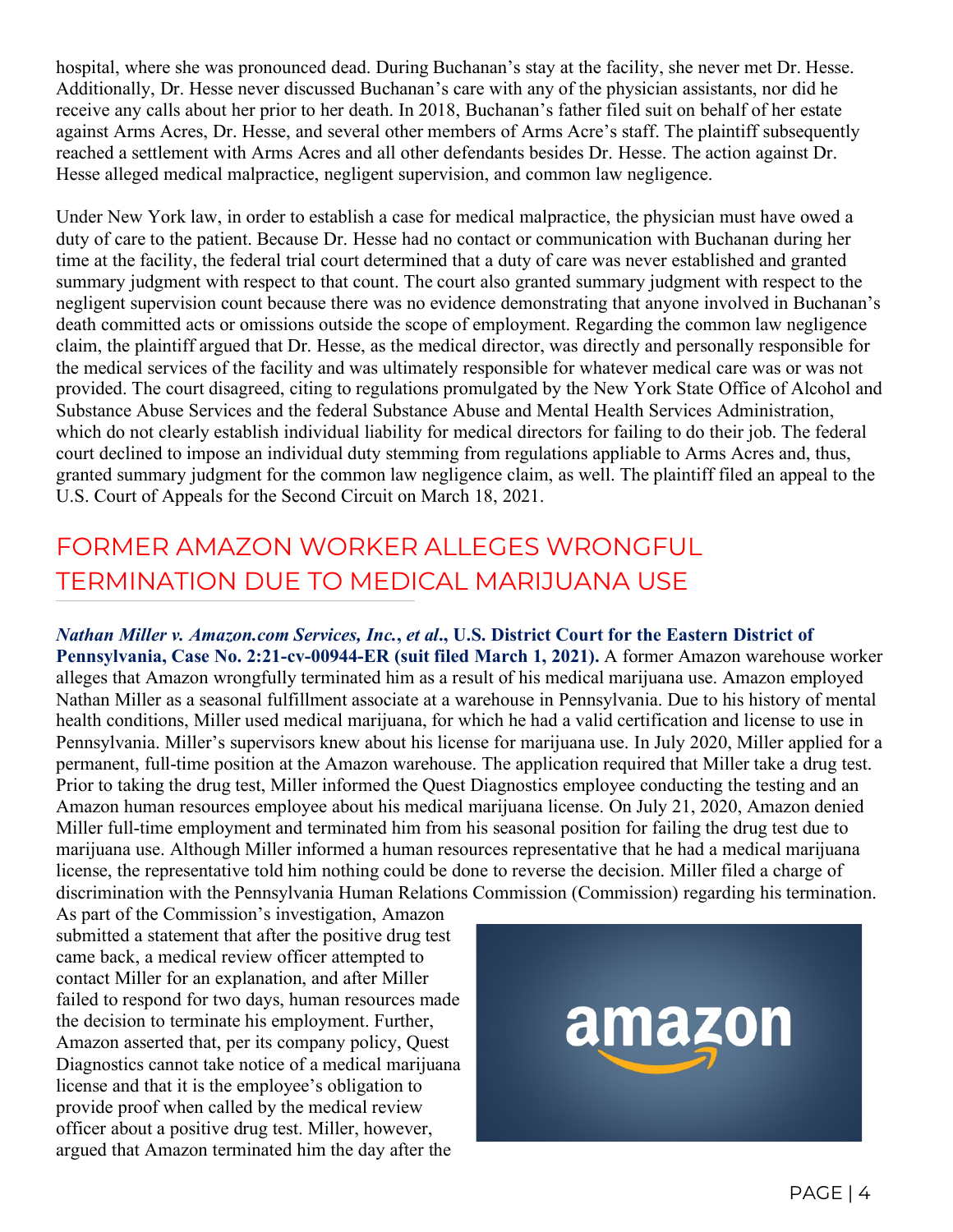hospital, where she was pronounced dead. During Buchanan's stay at the facility, she never met Dr. Hesse. Additionally, Dr. Hesse never discussed Buchanan's care with any of the physician assistants, nor did he receive any calls about her prior to her death. In 2018, Buchanan's father filed suit on behalf of her estate against Arms Acres, Dr. Hesse, and several other members of Arms Acre's staff. The plaintiff subsequently reached a settlement with Arms Acres and all other defendants besides Dr. Hesse. The action against Dr. Hesse alleged medical malpractice, negligent supervision, and common law negligence.

Under New York law, in order to establish a case for medical malpractice, the physician must have owed a duty of care to the patient. Because Dr. Hesse had no contact or communication with Buchanan during her time at the facility, the federal trial court determined that a duty of care was never established and granted summary judgment with respect to that count. The court also granted summary judgment with respect to the negligent supervision count because there was no evidence demonstrating that anyone involved in Buchanan's death committed acts or omissions outside the scope of employment. Regarding the common law negligence claim, the plaintiff argued that Dr. Hesse, as the medical director, was directly and personally responsible for the medical services of the facility and was ultimately responsible for whatever medical care was or was not provided. The court disagreed, citing to regulations promulgated by the New York State Office of Alcohol and Substance Abuse Services and the federal Substance Abuse and Mental Health Services Administration, which do not clearly establish individual liability for medical directors for failing to do their job. The federal court declined to impose an individual duty stemming from regulations appliable to Arms Acres and, thus, granted summary judgment for the common law negligence claim, as well. The plaintiff filed an appeal to the U.S. Court of Appeals for the Second Circuit on March 18, 2021.

## FORMER AMAZON WORKER ALLEGES WRONGFUL TERMINATION DUE TO MEDICAL MARIJUANA USE

***Nathan Miller v. Amazon.com Services, Inc., et al*., U.S. District Court for the Eastern District of Pennsylvania, Case No. 2:21-cv-00944-ER (suit filed March 1, 2021).** A former Amazon warehouse worker alleges that Amazon wrongfully terminated him as a result of his medical marijuana use. Amazon employed Nathan Miller as a seasonal fulfillment associate at a warehouse in Pennsylvania. Due to his history of mental health conditions, Miller used medical marijuana, for which he had a valid certification and license to use in Pennsylvania. Miller's supervisors knew about his license for marijuana use. In July 2020, Miller applied for a permanent, full-time position at the Amazon warehouse. The application required that Miller take a drug test. Prior to taking the drug test, Miller informed the Quest Diagnostics employee conducting the testing and an Amazon human resources employee about his medical marijuana license. On July 21, 2020, Amazon denied Miller full-time employment and terminated him from his seasonal position for failing the drug test due to marijuana use. Although Miller informed a human resources representative that he had a medical marijuana license, the representative told him nothing could be done to reverse the decision. Miller filed a charge of discrimination with the Pennsylvania Human Relations Commission (Commission) regarding his termination. As part of the Commission's investigation, Amazon submitted a statement that after the positive drug test came back, a medical review officer attempted to contact Miller for an explanation, and after Miller failed to respond for two days, human resources made the decision to terminate his employment. Further, Amazon asserted that, per its company policy, Quest Diagnostics cannot take notice of a medical marijuana license and that it is the employee's obligation to provide proof when called by the medical review officer about a positive drug test. Miller, however, argued that Amazon terminated him the day after the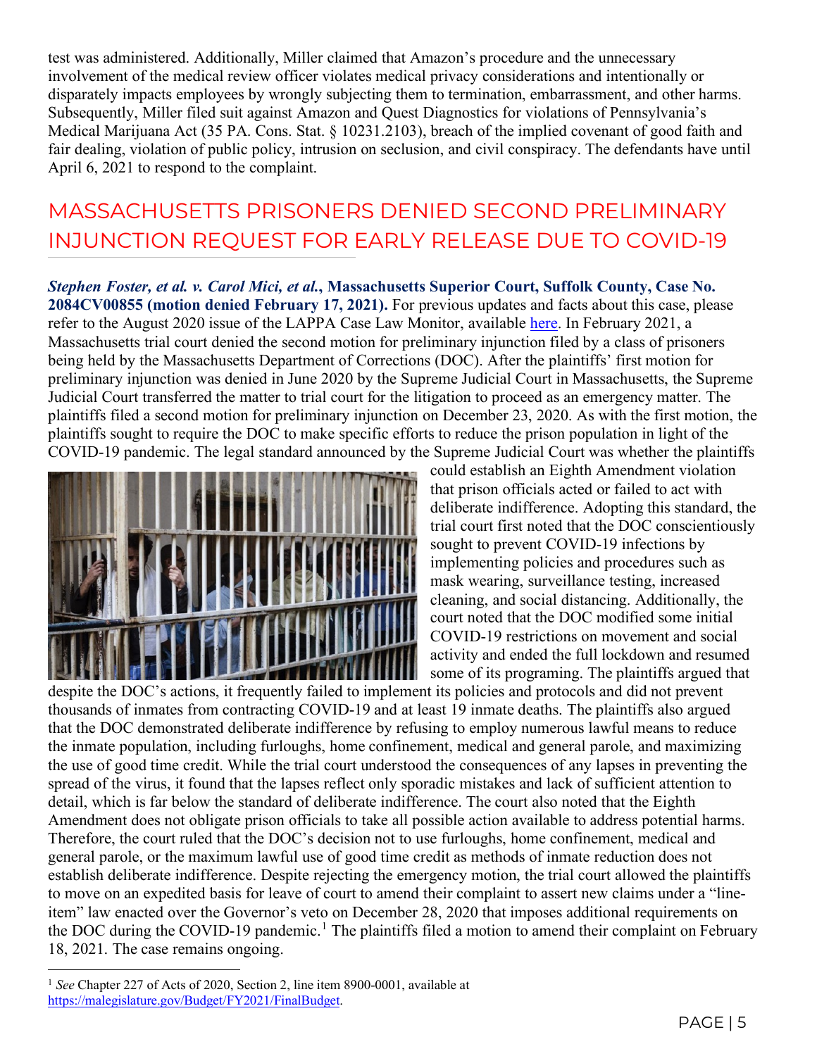test was administered. Additionally, Miller claimed that Amazon's procedure and the unnecessary involvement of the medical review officer violates medical privacy considerations and intentionally or disparately impacts employees by wrongly subjecting them to termination, embarrassment, and other harms. Subsequently, Miller filed suit against Amazon and Quest Diagnostics for violations of Pennsylvania's Medical Marijuana Act (35 PA. Cons. Stat. § 10231.2103), breach of the implied covenant of good faith and fair dealing, violation of public policy, intrusion on seclusion, and civil conspiracy. The defendants have until April 6, 2021 to respond to the complaint.

## MASSACHUSETTS PRISONERS DENIED SECOND PRELIMINARY INJUNCTION REQUEST FOR EARLY RELEASE DUE TO COVID-19

***Stephen Foster, et al. v. Carol Mici, et al.*, Massachusetts Superior Court, Suffolk County, Case No. 2084CV00855 (motion denied February 17, 2021).** For previous updates and facts about this case, please refer to the August 2020 issue of the LAPPA Case Law Monitor, available here. In February 2021, a Massachusetts trial court denied the second motion for preliminary injunction filed by a class of prisoners being held by the Massachusetts Department of Corrections (DOC). After the plaintiffs' first motion for preliminary injunction was denied in June 2020 by the Supreme Judicial Court in Massachusetts, the Supreme Judicial Court transferred the matter to trial court for the litigation to proceed as an emergency matter. The plaintiffs filed a second motion for preliminary injunction on December 23, 2020. As with the first motion, the plaintiffs sought to require the DOC to make specific efforts to reduce the prison population in light of the COVID-19 pandemic. The legal standard announced by the Supreme Judicial Court was whether the plaintiffs could establish an Eighth Amendment violation that prison officials acted or failed to act with deliberate indifference. Adopting this standard, the trial court first noted that the DOC conscientiously sought to prevent COVID-19 infections by implementing policies and procedures such as mask wearing, surveillance testing, increased cleaning, and social distancing. Additionally, the court noted that the DOC modified some initial COVID-19 restrictions on movement and social activity and ended the full lockdown and resumed some of its programing. The plaintiffs argued that despite the DOC's actions, it frequently failed to implement its policies and protocols and did not prevent thousands of inmates from contracting COVID-19 and at least 19 inmate deaths. The plaintiffs also argued that the DOC demonstrated deliberate indifference by refusing to employ numerous lawful means to reduce the inmate population, including furloughs, home confinement, medical and general parole, and maximizing the use of good time credit. While the trial court understood the consequences of any lapses in preventing the spread of the virus, it found that the lapses reflect only sporadic mistakes and lack of sufficient attention to detail, which is far below the standard of deliberate indifference. The court also noted that the Eighth Amendment does not obligate prison officials to take all possible action available to address potential harms. Therefore, the court ruled that the DOC's decision not to use furloughs, home confinement, medical and general parole, or the maximum lawful use of good time credit as methods of inmate reduction does not establish deliberate indifference. Despite rejecting the emergency motion, the trial court allowed the plaintiffs to move on an expedited basis for leave of court to amend their complaint to assert new claims under a "line-item" law enacted over the Governor's veto on December 28, 2020 that imposes additional requirements on the DOC during the COVID-19 pandemic.[1] The plaintiffs filed a motion to amend their complaint on February 18, 2021. The case remains ongoing.

---

[1] *See* Chapter 227 of Acts of 2020, Section 2, line item 8900-0001, available at https://malegislature.gov/Budget/FY2021/FinalBudget.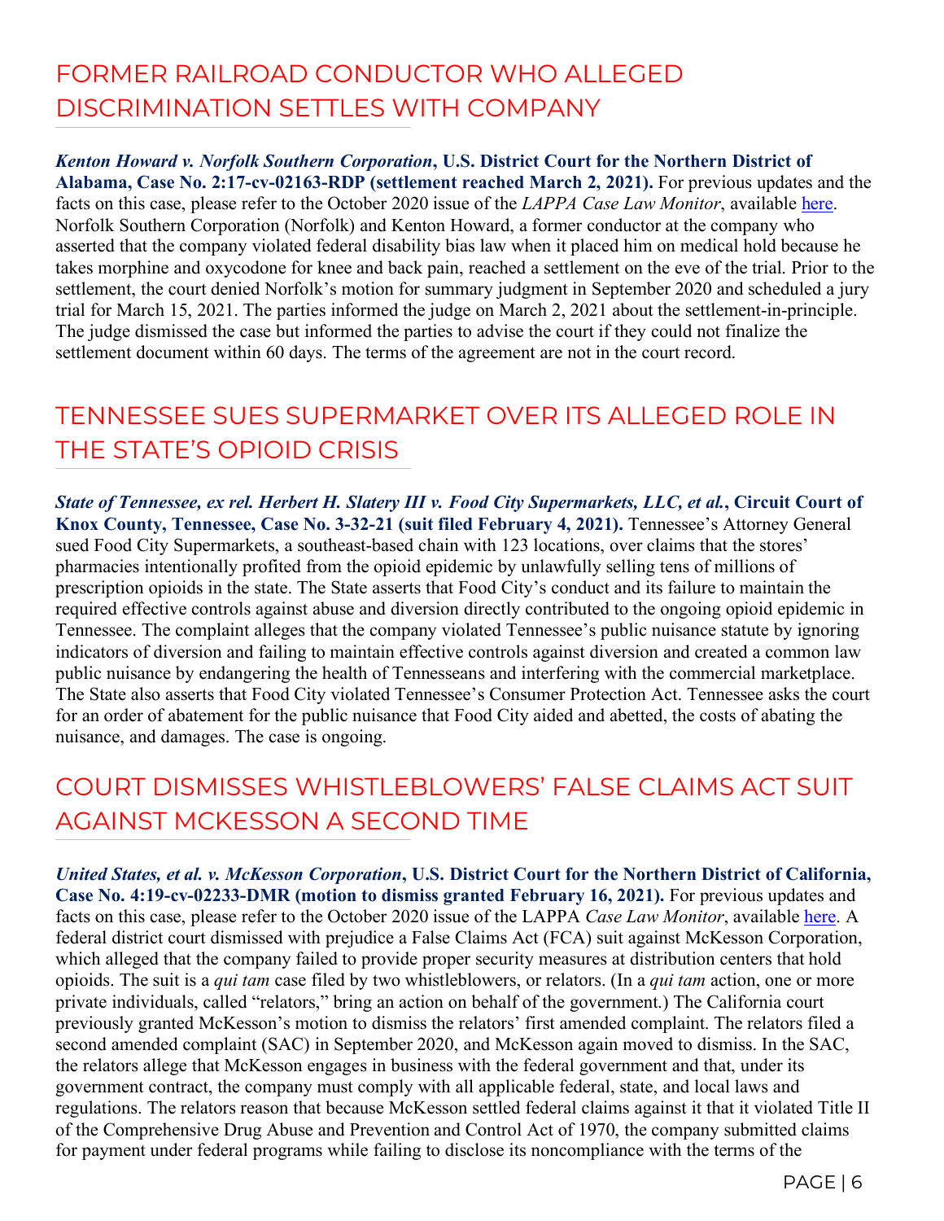## FORMER RAILROAD CONDUCTOR WHO ALLEGED DISCRIMINATION SETTLES WITH COMPANY

***Kenton Howard v. Norfolk Southern Corporation*, U.S. District Court for the Northern District of Alabama, Case No. 2:17-cv-02163-RDP (settlement reached March 2, 2021).** For previous updates and the facts on this case, please refer to the October 2020 issue of the *LAPPA Case Law Monitor*, available here. Norfolk Southern Corporation (Norfolk) and Kenton Howard, a former conductor at the company who asserted that the company violated federal disability bias law when it placed him on medical hold because he takes morphine and oxycodone for knee and back pain, reached a settlement on the eve of the trial. Prior to the settlement, the court denied Norfolk's motion for summary judgment in September 2020 and scheduled a jury trial for March 15, 2021. The parties informed the judge on March 2, 2021 about the settlement-in-principle. The judge dismissed the case but informed the parties to advise the court if they could not finalize the settlement document within 60 days. The terms of the agreement are not in the court record.

## TENNESSEE SUES SUPERMARKET OVER ITS ALLEGED ROLE IN THE STATE'S OPIOID CRISIS

***State of Tennessee, ex rel. Herbert H. Slatery III v. Food City Supermarkets, LLC, et al.*, Circuit Court of Knox County, Tennessee, Case No. 3-32-21 (suit filed February 4, 2021).** Tennessee's Attorney General sued Food City Supermarkets, a southeast-based chain with 123 locations, over claims that the stores' pharmacies intentionally profited from the opioid epidemic by unlawfully selling tens of millions of prescription opioids in the state. The State asserts that Food City's conduct and its failure to maintain the required effective controls against abuse and diversion directly contributed to the ongoing opioid epidemic in Tennessee. The complaint alleges that the company violated Tennessee's public nuisance statute by ignoring indicators of diversion and failing to maintain effective controls against diversion and created a common law public nuisance by endangering the health of Tennesseans and interfering with the commercial marketplace. The State also asserts that Food City violated Tennessee's Consumer Protection Act. Tennessee asks the court for an order of abatement for the public nuisance that Food City aided and abetted, the costs of abating the nuisance, and damages. The case is ongoing.

## COURT DISMISSES WHISTLEBLOWERS' FALSE CLAIMS ACT SUIT AGAINST MCKESSON A SECOND TIME

***United States, et al. v. McKesson Corporation*, U.S. District Court for the Northern District of California, Case No. 4:19-cv-02233-DMR (motion to dismiss granted February 16, 2021).** For previous updates and facts on this case, please refer to the October 2020 issue of the LAPPA *Case Law Monitor*, available here. A federal district court dismissed with prejudice a False Claims Act (FCA) suit against McKesson Corporation, which alleged that the company failed to provide proper security measures at distribution centers that hold opioids. The suit is a *qui tam* case filed by two whistleblowers, or relators. (In a *qui tam* action, one or more private individuals, called "relators," bring an action on behalf of the government.) The California court previously granted McKesson's motion to dismiss the relators' first amended complaint. The relators filed a second amended complaint (SAC) in September 2020, and McKesson again moved to dismiss. In the SAC, the relators allege that McKesson engages in business with the federal government and that, under its government contract, the company must comply with all applicable federal, state, and local laws and regulations. The relators reason that because McKesson settled federal claims against it that it violated Title II of the Comprehensive Drug Abuse and Prevention and Control Act of 1970, the company submitted claims for payment under federal programs while failing to disclose its noncompliance with the terms of the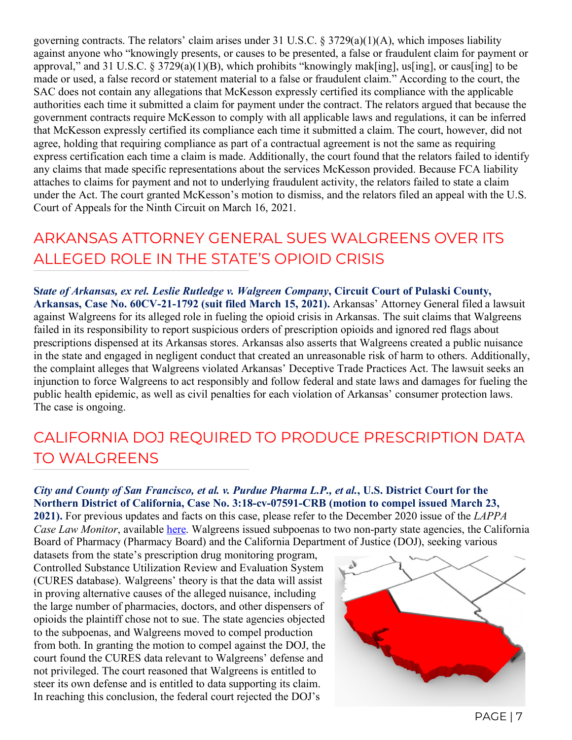governing contracts. The relators' claim arises under 31 U.S.C. § 3729(a)(1)(A), which imposes liability against anyone who "knowingly presents, or causes to be presented, a false or fraudulent claim for payment or approval," and 31 U.S.C. § 3729(a)(1)(B), which prohibits "knowingly mak[ing], us[ing], or caus[ing] to be made or used, a false record or statement material to a false or fraudulent claim." According to the court, the SAC does not contain any allegations that McKesson expressly certified its compliance with the applicable authorities each time it submitted a claim for payment under the contract. The relators argued that because the government contracts require McKesson to comply with all applicable laws and regulations, it can be inferred that McKesson expressly certified its compliance each time it submitted a claim. The court, however, did not agree, holding that requiring compliance as part of a contractual agreement is not the same as requiring express certification each time a claim is made. Additionally, the court found that the relators failed to identify any claims that made specific representations about the services McKesson provided. Because FCA liability attaches to claims for payment and not to underlying fraudulent activity, the relators failed to state a claim under the Act. The court granted McKesson's motion to dismiss, and the relators filed an appeal with the U.S. Court of Appeals for the Ninth Circuit on March 16, 2021.

## ARKANSAS ATTORNEY GENERAL SUES WALGREENS OVER ITS ALLEGED ROLE IN THE STATE'S OPIOID CRISIS

***State of Arkansas, ex rel. Leslie Rutledge v. Walgreen Company*, Circuit Court of Pulaski County, Arkansas, Case No. 60CV-21-1792 (suit filed March 15, 2021).** Arkansas' Attorney General filed a lawsuit against Walgreens for its alleged role in fueling the opioid crisis in Arkansas. The suit claims that Walgreens failed in its responsibility to report suspicious orders of prescription opioids and ignored red flags about prescriptions dispensed at its Arkansas stores. Arkansas also asserts that Walgreens created a public nuisance in the state and engaged in negligent conduct that created an unreasonable risk of harm to others. Additionally, the complaint alleges that Walgreens violated Arkansas' Deceptive Trade Practices Act. The lawsuit seeks an injunction to force Walgreens to act responsibly and follow federal and state laws and damages for fueling the public health epidemic, as well as civil penalties for each violation of Arkansas' consumer protection laws. The case is ongoing.

## CALIFORNIA DOJ REQUIRED TO PRODUCE PRESCRIPTION DATA TO WALGREENS

***City and County of San Francisco, et al. v. Purdue Pharma L.P., et al.*, U.S. District Court for the Northern District of California, Case No. 3:18-cv-07591-CRB (motion to compel issued March 23, 2021).** For previous updates and facts on this case, please refer to the December 2020 issue of the *LAPPA Case Law Monitor*, available here. Walgreens issued subpoenas to two non-party state agencies, the California Board of Pharmacy (Pharmacy Board) and the California Department of Justice (DOJ), seeking various datasets from the state's prescription drug monitoring program, Controlled Substance Utilization Review and Evaluation System (CURES database). Walgreens' theory is that the data will assist in proving alternative causes of the alleged nuisance, including the large number of pharmacies, doctors, and other dispensers of opioids the plaintiff chose not to sue. The state agencies objected to the subpoenas, and Walgreens moved to compel production from both. In granting the motion to compel against the DOJ, the court found the CURES data relevant to Walgreens' defense and not privileged. The court reasoned that Walgreens is entitled to steer its own defense and is entitled to data supporting its claim. In reaching this conclusion, the federal court rejected the DOJ's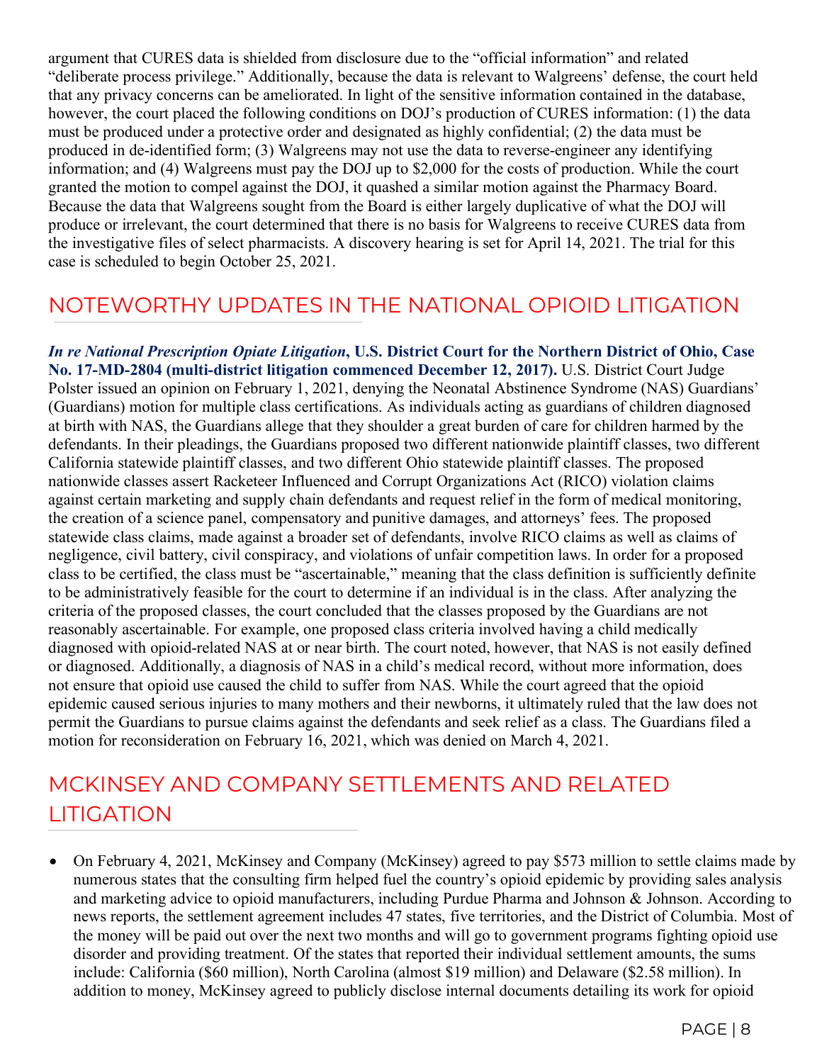argument that CURES data is shielded from disclosure due to the "official information" and related "deliberate process privilege." Additionally, because the data is relevant to Walgreens' defense, the court held that any privacy concerns can be ameliorated. In light of the sensitive information contained in the database, however, the court placed the following conditions on DOJ's production of CURES information: (1) the data must be produced under a protective order and designated as highly confidential; (2) the data must be produced in de-identified form; (3) Walgreens may not use the data to reverse-engineer any identifying information; and (4) Walgreens must pay the DOJ up to $2,000 for the costs of production. While the court granted the motion to compel against the DOJ, it quashed a similar motion against the Pharmacy Board. Because the data that Walgreens sought from the Board is either largely duplicative of what the DOJ will produce or irrelevant, the court determined that there is no basis for Walgreens to receive CURES data from the investigative files of select pharmacists. A discovery hearing is set for April 14, 2021. The trial for this case is scheduled to begin October 25, 2021.

## NOTEWORTHY UPDATES IN THE NATIONAL OPIOID LITIGATION

***In re National Prescription Opiate Litigation*, U.S. District Court for the Northern District of Ohio, Case No. 17-MD-2804 (multi-district litigation commenced December 12, 2017).** U.S. District Court Judge Polster issued an opinion on February 1, 2021, denying the Neonatal Abstinence Syndrome (NAS) Guardians' (Guardians) motion for multiple class certifications. As individuals acting as guardians of children diagnosed at birth with NAS, the Guardians allege that they shoulder a great burden of care for children harmed by the defendants. In their pleadings, the Guardians proposed two different nationwide plaintiff classes, two different California statewide plaintiff classes, and two different Ohio statewide plaintiff classes. The proposed nationwide classes assert Racketeer Influenced and Corrupt Organizations Act (RICO) violation claims against certain marketing and supply chain defendants and request relief in the form of medical monitoring, the creation of a science panel, compensatory and punitive damages, and attorneys' fees. The proposed statewide class claims, made against a broader set of defendants, involve RICO claims as well as claims of negligence, civil battery, civil conspiracy, and violations of unfair competition laws. In order for a proposed class to be certified, the class must be "ascertainable," meaning that the class definition is sufficiently definite to be administratively feasible for the court to determine if an individual is in the class. After analyzing the criteria of the proposed classes, the court concluded that the classes proposed by the Guardians are not reasonably ascertainable. For example, one proposed class criteria involved having a child medically diagnosed with opioid-related NAS at or near birth. The court noted, however, that NAS is not easily defined or diagnosed. Additionally, a diagnosis of NAS in a child's medical record, without more information, does not ensure that opioid use caused the child to suffer from NAS. While the court agreed that the opioid epidemic caused serious injuries to many mothers and their newborns, it ultimately ruled that the law does not permit the Guardians to pursue claims against the defendants and seek relief as a class. The Guardians filed a motion for reconsideration on February 16, 2021, which was denied on March 4, 2021.

## MCKINSEY AND COMPANY SETTLEMENTS AND RELATED LITIGATION

- On February 4, 2021, McKinsey and Company (McKinsey) agreed to pay $573 million to settle claims made by numerous states that the consulting firm helped fuel the country's opioid epidemic by providing sales analysis and marketing advice to opioid manufacturers, including Purdue Pharma and Johnson & Johnson. According to news reports, the settlement agreement includes 47 states, five territories, and the District of Columbia. Most of the money will be paid out over the next two months and will go to government programs fighting opioid use disorder and providing treatment. Of the states that reported their individual settlement amounts, the sums include: California ($60 million), North Carolina (almost $19 million) and Delaware ($2.58 million). In addition to money, McKinsey agreed to publicly disclose internal documents detailing its work for opioid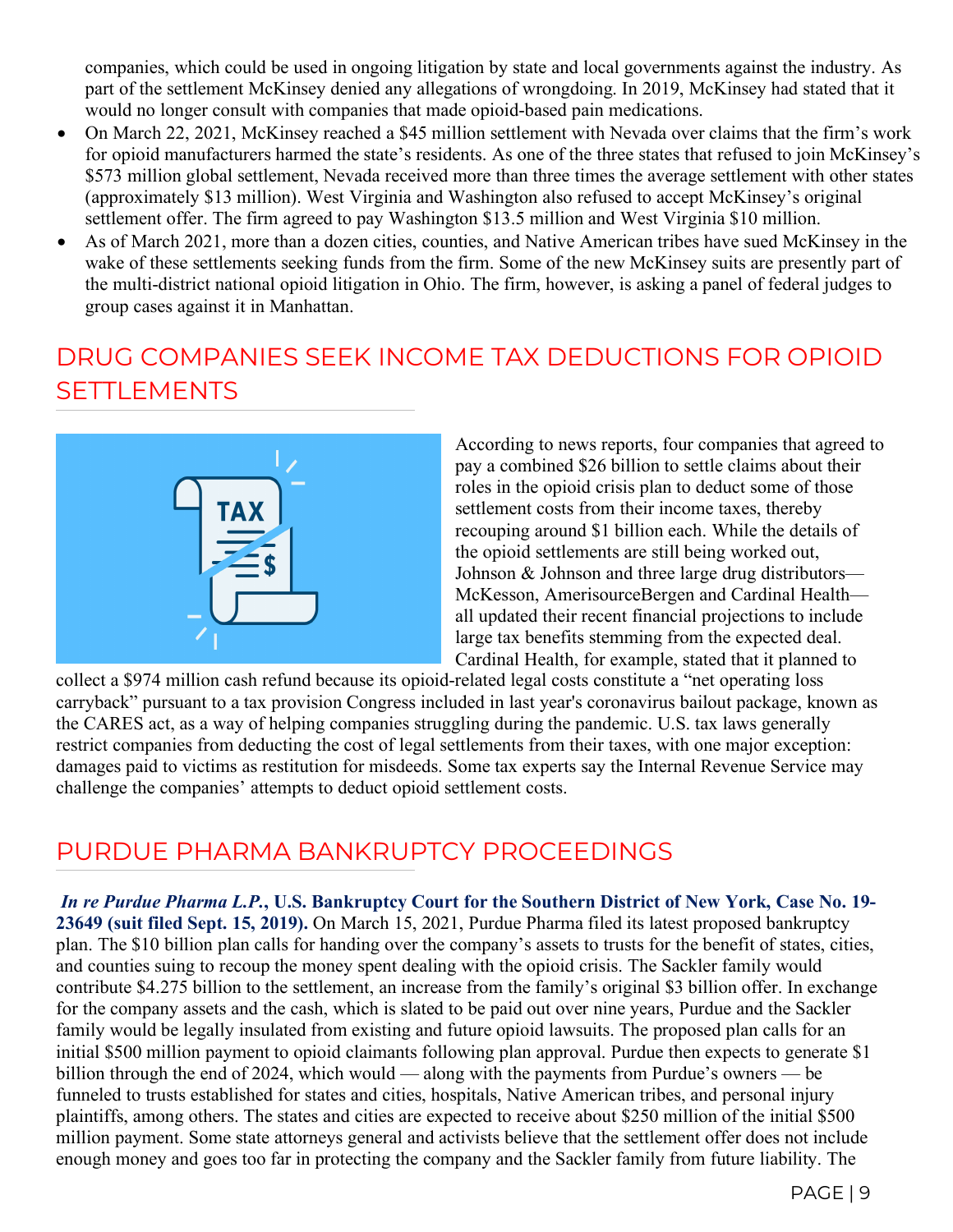companies, which could be used in ongoing litigation by state and local governments against the industry. As part of the settlement McKinsey denied any allegations of wrongdoing. In 2019, McKinsey had stated that it would no longer consult with companies that made opioid-based pain medications.

- On March 22, 2021, McKinsey reached a $45 million settlement with Nevada over claims that the firm's work for opioid manufacturers harmed the state's residents. As one of the three states that refused to join McKinsey's $573 million global settlement, Nevada received more than three times the average settlement with other states (approximately $13 million). West Virginia and Washington also refused to accept McKinsey's original settlement offer. The firm agreed to pay Washington $13.5 million and West Virginia $10 million.
- As of March 2021, more than a dozen cities, counties, and Native American tribes have sued McKinsey in the wake of these settlements seeking funds from the firm. Some of the new McKinsey suits are presently part of the multi-district national opioid litigation in Ohio. The firm, however, is asking a panel of federal judges to group cases against it in Manhattan.

## DRUG COMPANIES SEEK INCOME TAX DEDUCTIONS FOR OPIOID SETTLEMENTS

According to news reports, four companies that agreed to pay a combined $26 billion to settle claims about their roles in the opioid crisis plan to deduct some of those settlement costs from their income taxes, thereby recouping around $1 billion each. While the details of the opioid settlements are still being worked out, Johnson & Johnson and three large drug distributors—McKesson, AmerisourceBergen and Cardinal Health—all updated their recent financial projections to include large tax benefits stemming from the expected deal. Cardinal Health, for example, stated that it planned to collect a $974 million cash refund because its opioid-related legal costs constitute a "net operating loss carryback" pursuant to a tax provision Congress included in last year's coronavirus bailout package, known as the CARES act, as a way of helping companies struggling during the pandemic. U.S. tax laws generally restrict companies from deducting the cost of legal settlements from their taxes, with one major exception: damages paid to victims as restitution for misdeeds. Some tax experts say the Internal Revenue Service may challenge the companies' attempts to deduct opioid settlement costs.

## PURDUE PHARMA BANKRUPTCY PROCEEDINGS

***In re Purdue Pharma L.P.*, U.S. Bankruptcy Court for the Southern District of New York, Case No. 19-23649 (suit filed Sept. 15, 2019).** On March 15, 2021, Purdue Pharma filed its latest proposed bankruptcy plan. The $10 billion plan calls for handing over the company's assets to trusts for the benefit of states, cities, and counties suing to recoup the money spent dealing with the opioid crisis. The Sackler family would contribute $4.275 billion to the settlement, an increase from the family's original $3 billion offer. In exchange for the company assets and the cash, which is slated to be paid out over nine years, Purdue and the Sackler family would be legally insulated from existing and future opioid lawsuits. The proposed plan calls for an initial $500 million payment to opioid claimants following plan approval. Purdue then expects to generate $1 billion through the end of 2024, which would — along with the payments from Purdue's owners — be funneled to trusts established for states and cities, hospitals, Native American tribes, and personal injury plaintiffs, among others. The states and cities are expected to receive about $250 million of the initial $500 million payment. Some state attorneys general and activists believe that the settlement offer does not include enough money and goes too far in protecting the company and the Sackler family from future liability. The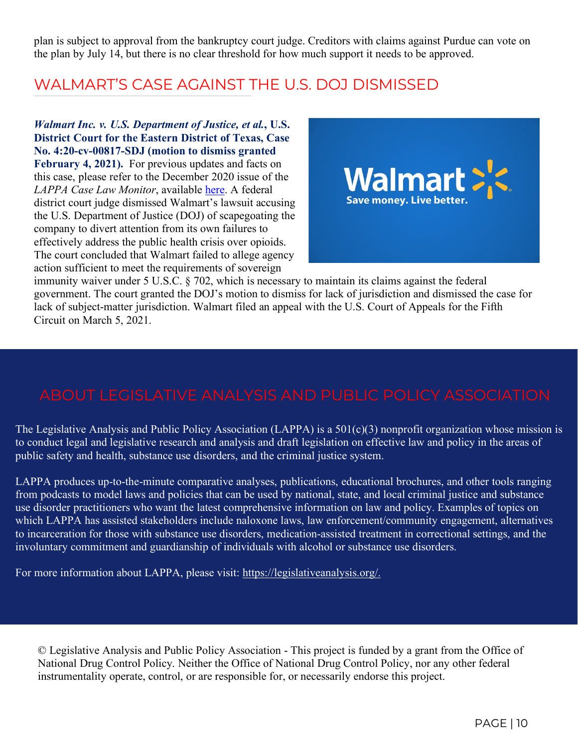plan is subject to approval from the bankruptcy court judge. Creditors with claims against Purdue can vote on the plan by July 14, but there is no clear threshold for how much support it needs to be approved.

## WALMART'S CASE AGAINST THE U.S. DOJ DISMISSED

***Walmart Inc. v. U.S. Department of Justice, et al.*, U.S. District Court for the Eastern District of Texas, Case No. 4:20-cv-00817-SDJ (motion to dismiss granted February 4, 2021).** For previous updates and facts on this case, please refer to the December 2020 issue of the *LAPPA Case Law Monitor*, available here. A federal district court judge dismissed Walmart's lawsuit accusing the U.S. Department of Justice (DOJ) of scapegoating the company to divert attention from its own failures to effectively address the public health crisis over opioids. The court concluded that Walmart failed to allege agency action sufficient to meet the requirements of sovereign immunity waiver under 5 U.S.C. § 702, which is necessary to maintain its claims against the federal government. The court granted the DOJ's motion to dismiss for lack of jurisdiction and dismissed the case for lack of subject-matter jurisdiction. Walmart filed an appeal with the U.S. Court of Appeals for the Fifth Circuit on March 5, 2021.

## ABOUT LEGISLATIVE ANALYSIS AND PUBLIC POLICY ASSOCIATION

The Legislative Analysis and Public Policy Association (LAPPA) is a 501(c)(3) nonprofit organization whose mission is to conduct legal and legislative research and analysis and draft legislation on effective law and policy in the areas of public safety and health, substance use disorders, and the criminal justice system.

LAPPA produces up-to-the-minute comparative analyses, publications, educational brochures, and other tools ranging from podcasts to model laws and policies that can be used by national, state, and local criminal justice and substance use disorder practitioners who want the latest comprehensive information on law and policy. Examples of topics on which LAPPA has assisted stakeholders include naloxone laws, law enforcement/community engagement, alternatives to incarceration for those with substance use disorders, medication-assisted treatment in correctional settings, and the involuntary commitment and guardianship of individuals with alcohol or substance use disorders.

For more information about LAPPA, please visit: https://legislativeanalysis.org/.

© Legislative Analysis and Public Policy Association - This project is funded by a grant from the Office of National Drug Control Policy. Neither the Office of National Drug Control Policy, nor any other federal instrumentality operate, control, or are responsible for, or necessarily endorse this project.